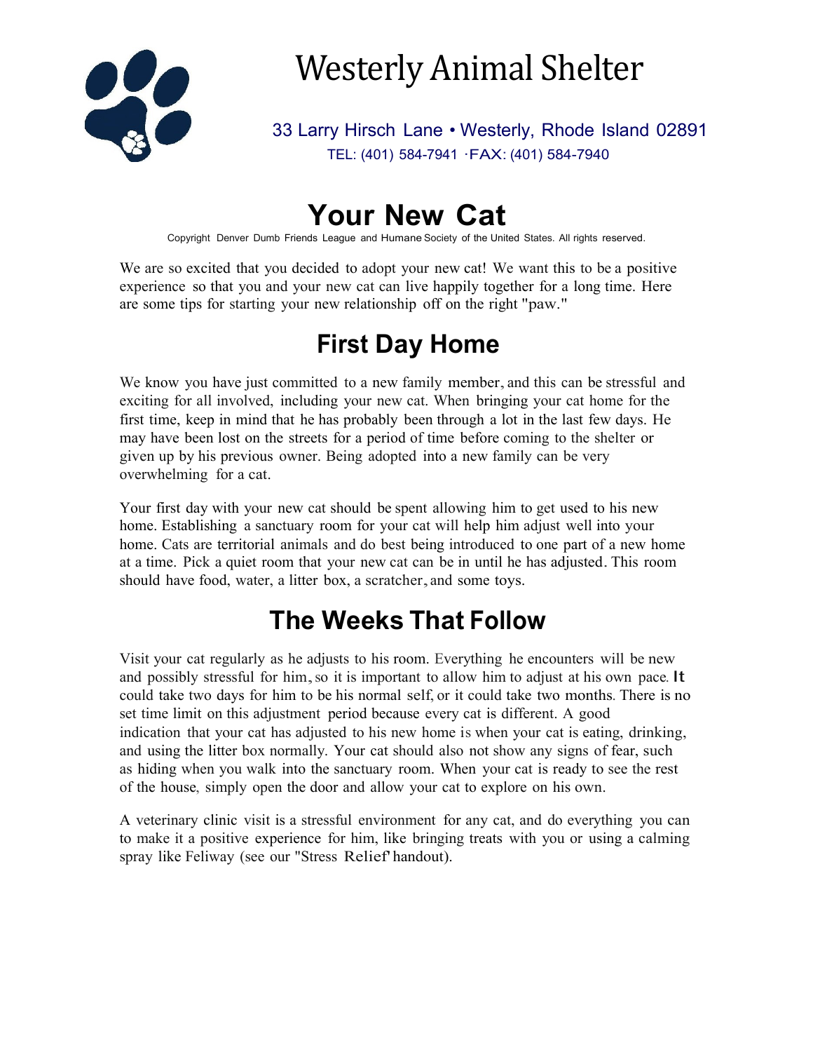# Westerly Animal Shelter

33 Larry Hirsch Lane • Westerly, Rhode Island 02891

TEL: (401) 584-7941 ·FAX: (401) 584-7940

# Your New Cat

Copyright Denver Dumb Friends League and Humane Society of the United States. All rights reserved.

We are so excited that you decided to adopt your new cat! We want this to be a positive experience so that you and your new cat can live happily together for a long time. Here are some tips for starting your new relationship off on the right "paw."

## First Day Home

We know you have just committed to a new family member, and this can be stressful and exciting for all involved, including your new cat. When bringing your cat home for the first time, keep in mind that he has probably been through a lot in the last few days. He may have been lost on the streets for a period of time before coming to the shelter or given up by his previous owner. Being adopted into a new family can be very overwhelming for a cat.

Your first day with your new cat should be spent allowing him to get used to his new home. Establishing a sanctuary room for your cat will help him adjust well into your home. Cats are territorial animals and do best being introduced to one part of a new home at a time. Pick a quiet room that your new cat can be in until he has adjusted. This room should have food, water, a litter box, a scratcher, and some toys.

## The Weeks That Follow

Visit your cat regularly as he adjusts to his room. Everything he encounters will be new and possibly stressful for him, so it is important to allow him to adjust at his own pace. It could take two days for him to be his normal self, or it could take two months. There is no set time limit on this adjustment period because every cat is different. A good indication that your cat has adjusted to his new home is when your cat is eating, drinking, and using the litter box normally. Your cat should also not show any signs of fear, such as hiding when you walk into the sanctuary room. When your cat is ready to see the rest of the house, simply open the door and allow your cat to explore on his own.

A veterinary clinic visit is a stressful environment for any cat, and do everything you can to make it a positive experience for him, like bringing treats with you or using a calming spray like Feliway (see our "Stress Relief" handout).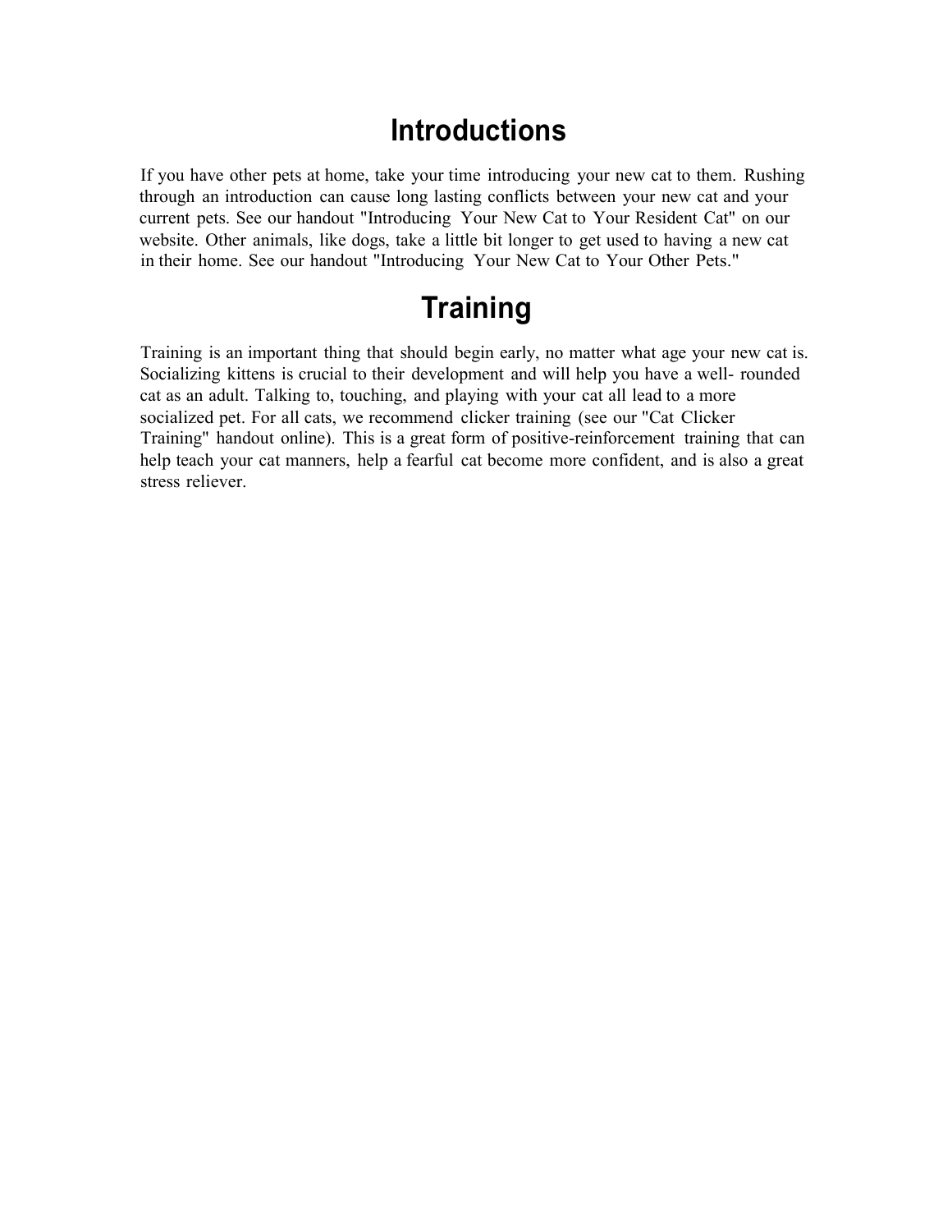## Introductions

If you have other pets at home, take your time introducing your new cat to them. Rushing through an introduction can cause long lasting conflicts between your new cat and your current pets. See our handout "Introducing Your New Cat to Your Resident Cat" on our website. Other animals, like dogs, take a little bit longer to get used to having a new cat in their home. See our handout "Introducing Your New Cat to Your Other Pets."

## Training

Training is an important thing that should begin early, no matter what age your new cat is. Socializing kittens is crucial to their development and will help you have a well- rounded cat as an adult. Talking to, touching, and playing with your cat all lead to a more socialized pet. For all cats, we recommend clicker training (see our "Cat Clicker Training" handout online). This is a great form of positive-reinforcement training that can help teach your cat manners, help a fearful cat become more confident, and is also a great stress reliever.